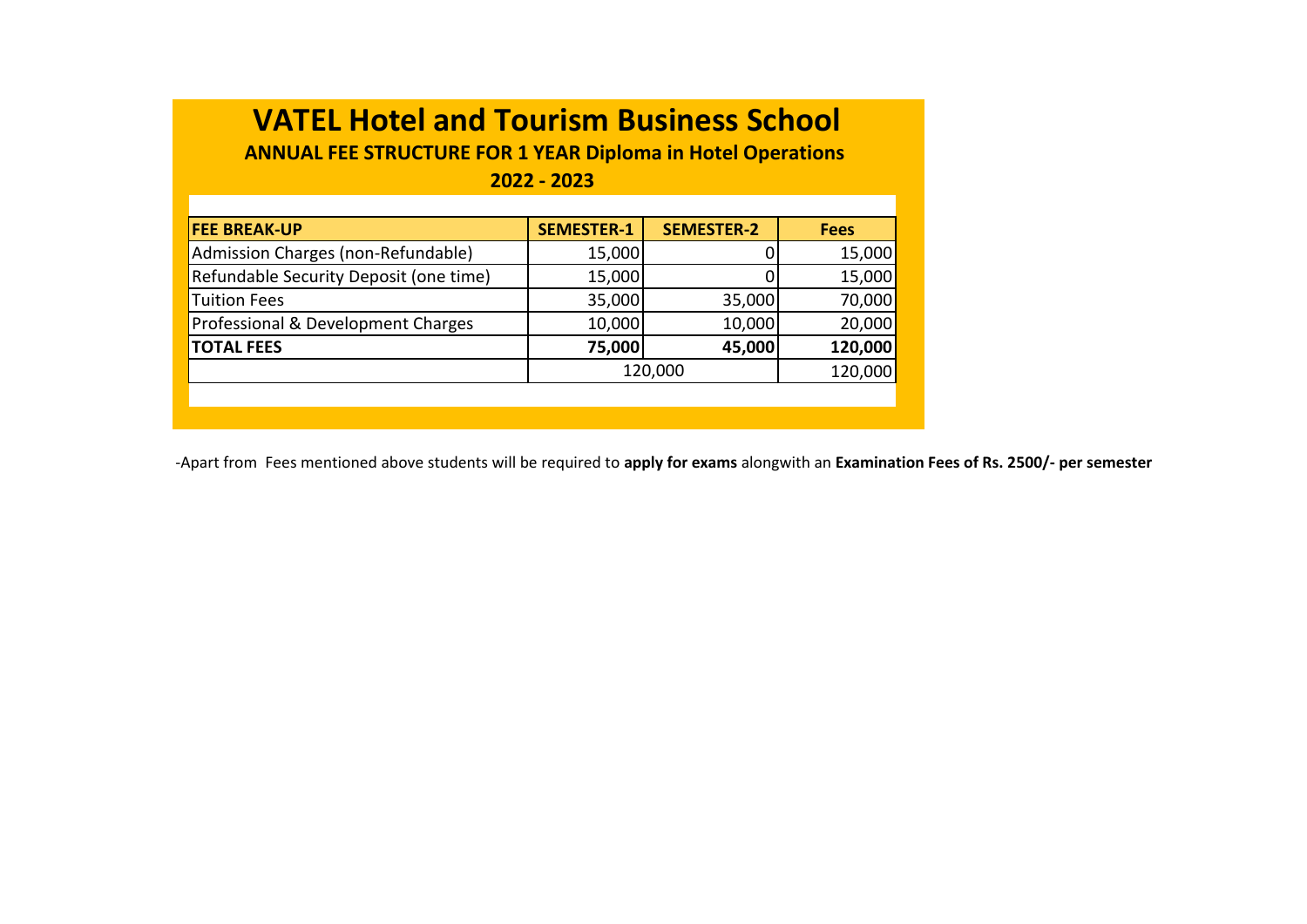# VATEL Hotel and Tourism Business School

## ANNUAL FEE STRUCTURE FOR 1 YEAR Diploma in Hotel Operations

## 2022 - 2023

| FEE BREAK-UP | SEMESTER-1 | SEMESTER-2 | Fees |
|---|---|---|---|
| Admission Charges (non-Refundable) | 15,000 | 0 | 15,000 |
| Refundable Security Deposit (one time) | 15,000 | 0 | 15,000 |
| Tuition Fees | 35,000 | 35,000 | 70,000 |
| Professional & Development Charges | 10,000 | 10,000 | 20,000 |
| **TOTAL FEES** | **75,000** | **45,000** | **120,000** |
| | 120,000 | | 120,000 |

-Apart from Fees mentioned above students will be required to **apply for exams** alongwith an **Examination Fees of Rs. 2500/- per semester**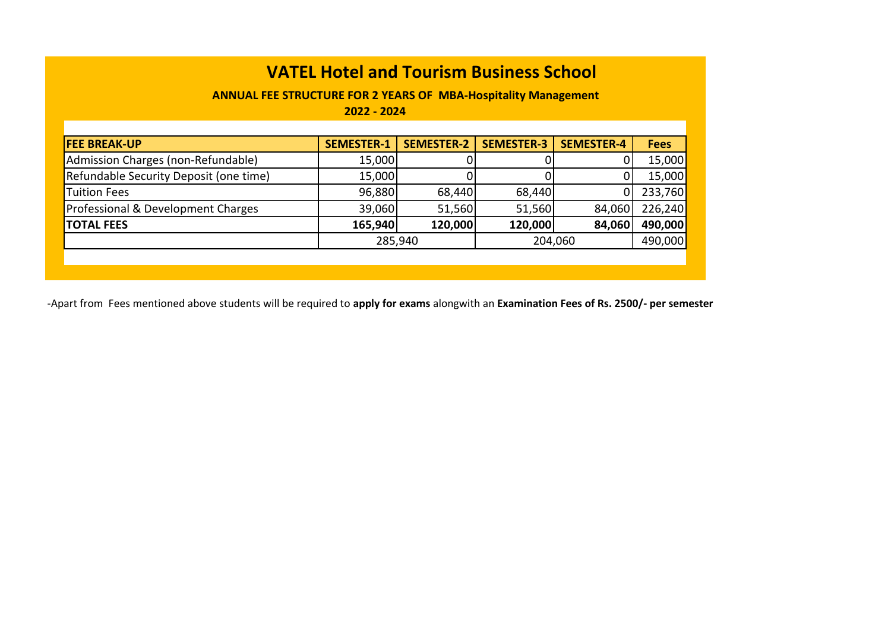# VATEL Hotel and Tourism Business School

**ANNUAL FEE STRUCTURE FOR 2 YEARS OF MBA-Hospitality Management**

**2022 - 2024**

| FEE BREAK-UP | SEMESTER-1 | SEMESTER-2 | SEMESTER-3 | SEMESTER-4 | Fees |
|---|---|---|---|---|---|
| Admission Charges (non-Refundable) | 15,000 | 0 | 0 | 0 | 15,000 |
| Refundable Security Deposit (one time) | 15,000 | 0 | 0 | 0 | 15,000 |
| Tuition Fees | 96,880 | 68,440 | 68,440 | 0 | 233,760 |
| Professional & Development Charges | 39,060 | 51,560 | 51,560 | 84,060 | 226,240 |
| **TOTAL FEES** | **165,940** | **120,000** | **120,000** | **84,060** | **490,000** |
| | 285,940 | | 204,060 | | 490,000 |

-Apart from Fees mentioned above students will be required to **apply for exams** alongwith an **Examination Fees of Rs. 2500/- per semester**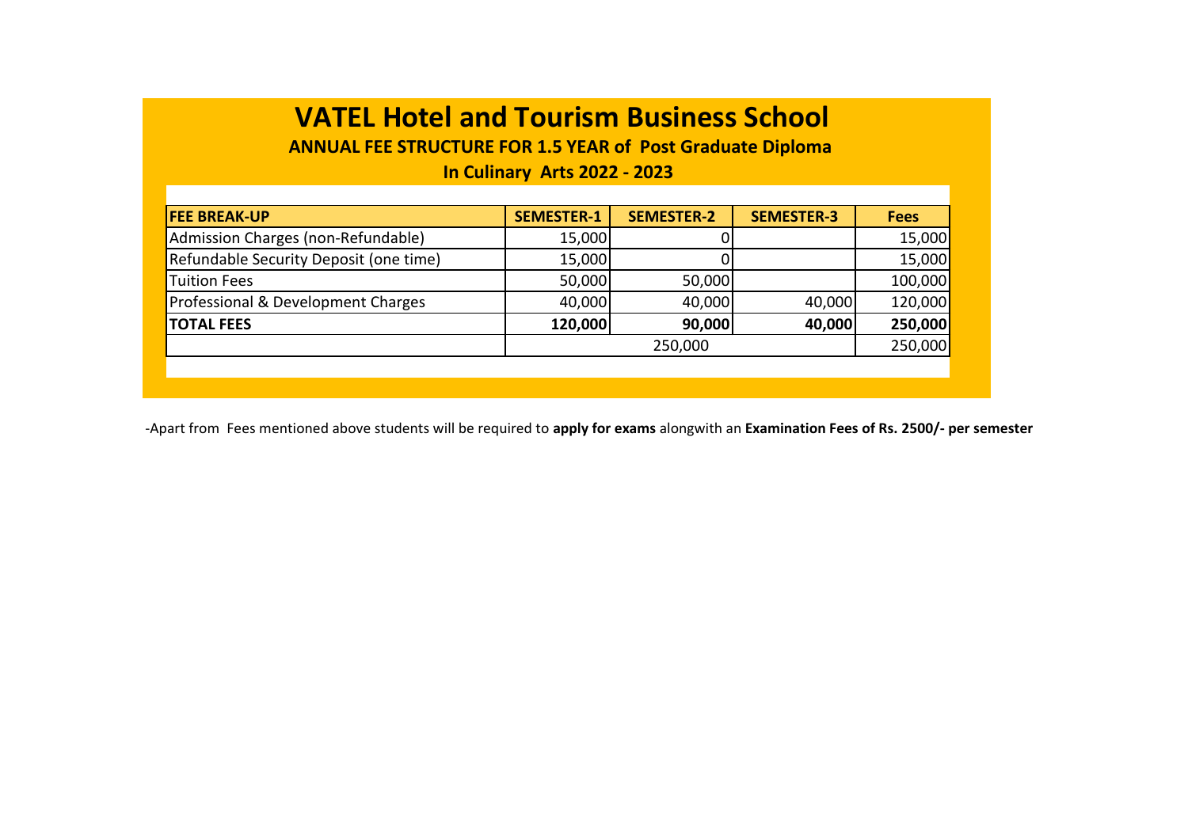# VATEL Hotel and Tourism Business School

**ANNUAL FEE STRUCTURE FOR 1.5 YEAR of Post Graduate Diploma**

**In Culinary Arts 2022 - 2023**

| FEE BREAK-UP | SEMESTER-1 | SEMESTER-2 | SEMESTER-3 | Fees |
|---|---|---|---|---|
| Admission Charges (non-Refundable) | 15,000 | 0 | | 15,000 |
| Refundable Security Deposit (one time) | 15,000 | 0 | | 15,000 |
| Tuition Fees | 50,000 | 50,000 | | 100,000 |
| Professional & Development Charges | 40,000 | 40,000 | 40,000 | 120,000 |
| **TOTAL FEES** | **120,000** | **90,000** | **40,000** | **250,000** |
| | 250,000 | | | 250,000 |

-Apart from Fees mentioned above students will be required to **apply for exams** alongwith an **Examination Fees of Rs. 2500/- per semester**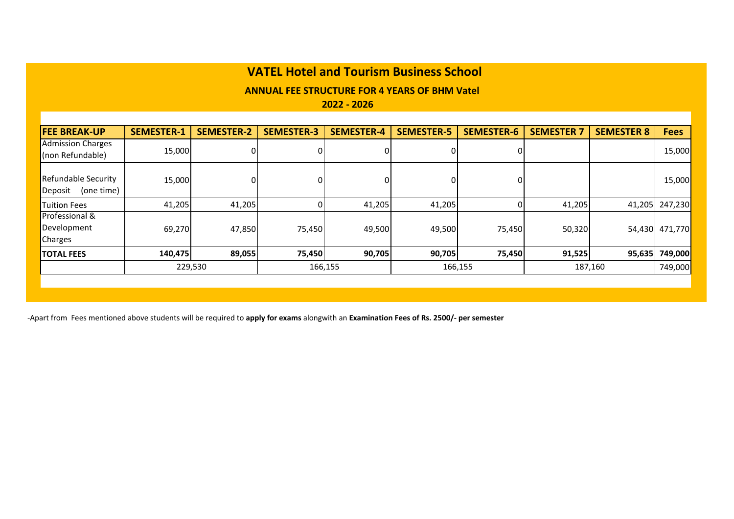# VATEL Hotel and Tourism Business School

## ANNUAL FEE STRUCTURE FOR 4 YEARS OF BHM Vatel

## 2022 - 2026

| FEE BREAK-UP | SEMESTER-1 | SEMESTER-2 | SEMESTER-3 | SEMESTER-4 | SEMESTER-5 | SEMESTER-6 | SEMESTER 7 | SEMESTER 8 | Fees |
|---|---|---|---|---|---|---|---|---|---|
| Admission Charges (non Refundable) | 15,000 | 0 | 0 | 0 | 0 | 0 | | | 15,000 |
| Refundable Security Deposit (one time) | 15,000 | 0 | 0 | 0 | 0 | 0 | | | 15,000 |
| Tuition Fees | 41,205 | 41,205 | 0 | 41,205 | 41,205 | 0 | 41,205 | 41,205 | 247,230 |
| Professional & Development Charges | 69,270 | 47,850 | 75,450 | 49,500 | 49,500 | 75,450 | 50,320 | 54,430 | 471,770 |
| **TOTAL FEES** | **140,475** | **89,055** | **75,450** | **90,705** | **90,705** | **75,450** | **91,525** | **95,635** | **749,000** |
| | 229,530 | | 166,155 | | 166,155 | | 187,160 | | 749,000 |

-Apart from Fees mentioned above students will be required to **apply for exams** alongwith an **Examination Fees of Rs. 2500/- per semester**